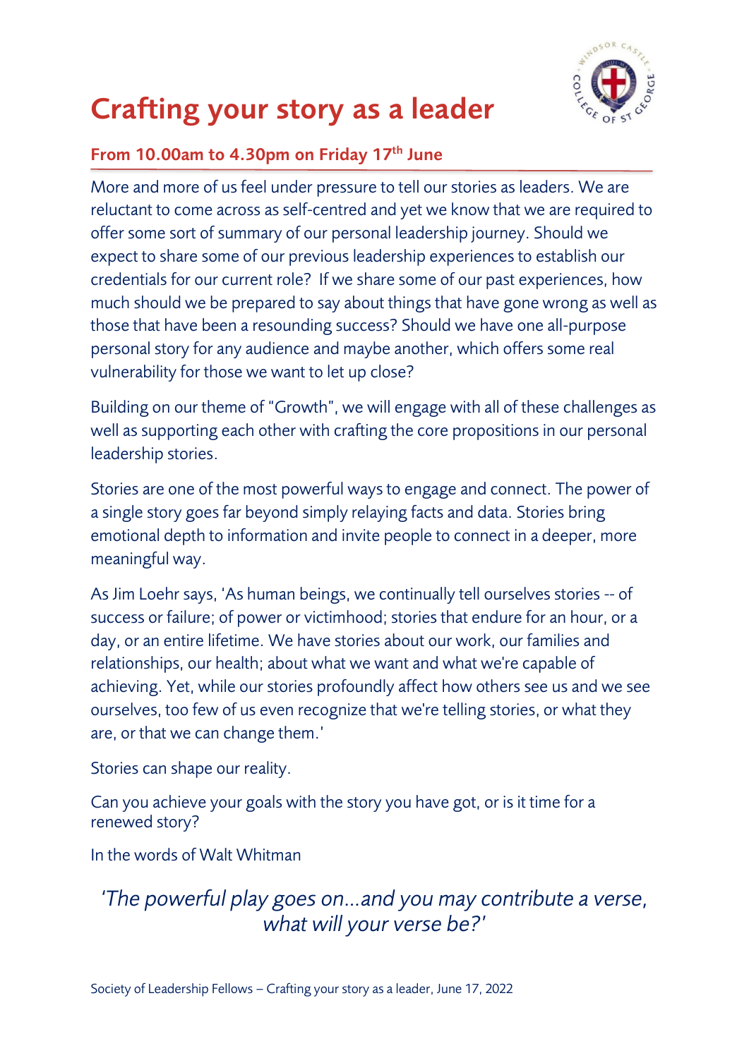# Crafting your story as a leader

**From 10.00am to 4.30pm on Friday 17th June**

More and more of us feel under pressure to tell our stories as leaders. We are reluctant to come across as self-centred and yet we know that we are required to offer some sort of summary of our personal leadership journey. Should we expect to share some of our previous leadership experiences to establish our credentials for our current role? If we share some of our past experiences, how much should we be prepared to say about things that have gone wrong as well as those that have been a resounding success? Should we have one all-purpose personal story for any audience and maybe another, which offers some real vulnerability for those we want to let up close?

Building on our theme of "Growth", we will engage with all of these challenges as well as supporting each other with crafting the core propositions in our personal leadership stories.

Stories are one of the most powerful ways to engage and connect. The power of a single story goes far beyond simply relaying facts and data. Stories bring emotional depth to information and invite people to connect in a deeper, more meaningful way.

As Jim Loehr says, 'As human beings, we continually tell ourselves stories -- of success or failure; of power or victimhood; stories that endure for an hour, or a day, or an entire lifetime. We have stories about our work, our families and relationships, our health; about what we want and what we're capable of achieving. Yet, while our stories profoundly affect how others see us and we see ourselves, too few of us even recognize that we're telling stories, or what they are, or that we can change them.'

Stories can shape our reality.

Can you achieve your goals with the story you have got, or is it time for a renewed story?

In the words of Walt Whitman

*'The powerful play goes on…and you may contribute a verse, what will your verse be?'*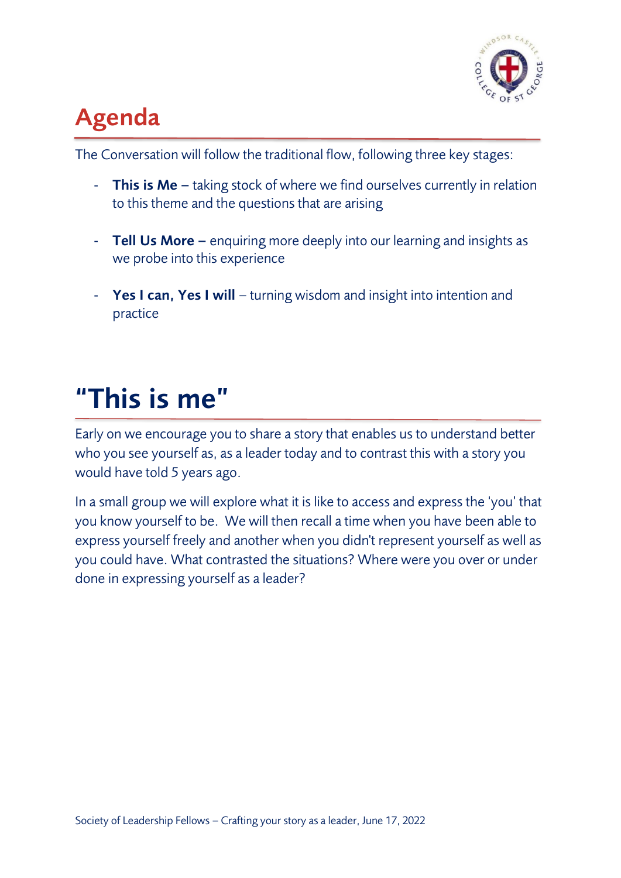# Agenda

The Conversation will follow the traditional flow, following three key stages:

- **This is Me –** taking stock of where we find ourselves currently in relation to this theme and the questions that are arising

- **Tell Us More –** enquiring more deeply into our learning and insights as we probe into this experience

- **Yes I can, Yes I will** – turning wisdom and insight into intention and practice

# "This is me"

Early on we encourage you to share a story that enables us to understand better who you see yourself as, as a leader today and to contrast this with a story you would have told 5 years ago.

In a small group we will explore what it is like to access and express the 'you' that you know yourself to be. We will then recall a time when you have been able to express yourself freely and another when you didn't represent yourself as well as you could have. What contrasted the situations? Where were you over or under done in expressing yourself as a leader?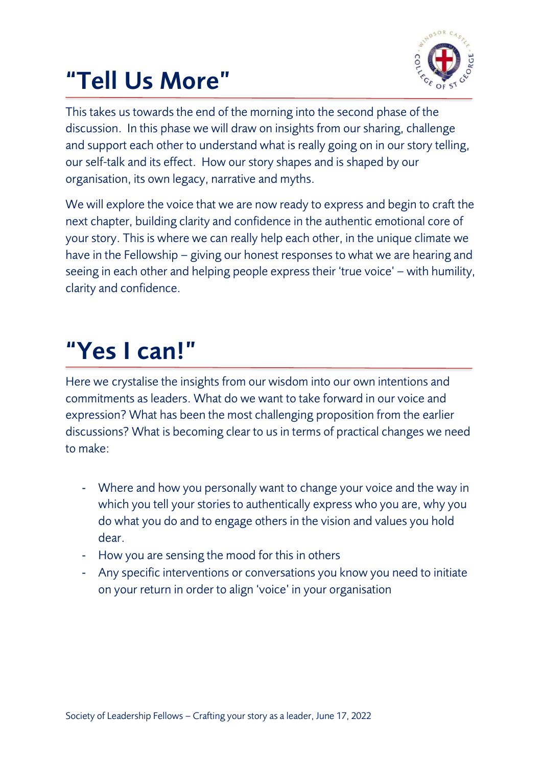# "Tell Us More"

This takes us towards the end of the morning into the second phase of the discussion. In this phase we will draw on insights from our sharing, challenge and support each other to understand what is really going on in our story telling, our self-talk and its effect. How our story shapes and is shaped by our organisation, its own legacy, narrative and myths.

We will explore the voice that we are now ready to express and begin to craft the next chapter, building clarity and confidence in the authentic emotional core of your story. This is where we can really help each other, in the unique climate we have in the Fellowship – giving our honest responses to what we are hearing and seeing in each other and helping people express their 'true voice' – with humility, clarity and confidence.

# "Yes I can!"

Here we crystalise the insights from our wisdom into our own intentions and commitments as leaders. What do we want to take forward in our voice and expression? What has been the most challenging proposition from the earlier discussions? What is becoming clear to us in terms of practical changes we need to make:

- Where and how you personally want to change your voice and the way in which you tell your stories to authentically express who you are, why you do what you do and to engage others in the vision and values you hold dear.
- How you are sensing the mood for this in others
- Any specific interventions or conversations you know you need to initiate on your return in order to align 'voice' in your organisation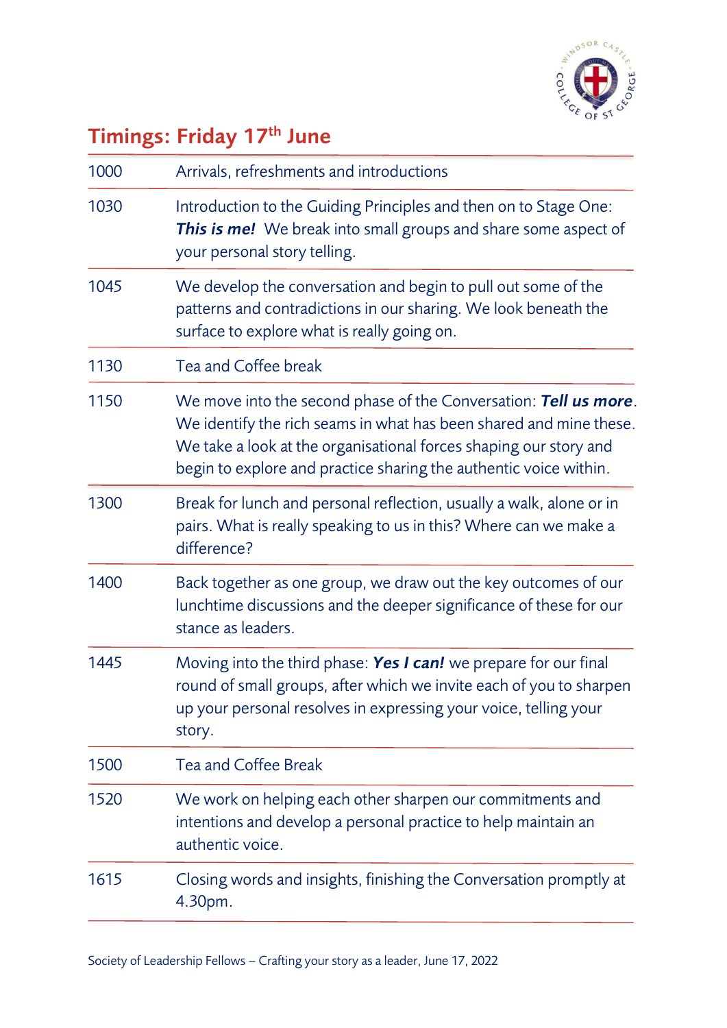## Timings: Friday 17th June

| | |
|---|---|
| 1000 | Arrivals, refreshments and introductions |
| 1030 | Introduction to the Guiding Principles and then on to Stage One: ***This is me!*** We break into small groups and share some aspect of your personal story telling. |
| 1045 | We develop the conversation and begin to pull out some of the patterns and contradictions in our sharing. We look beneath the surface to explore what is really going on. |
| 1130 | Tea and Coffee break |
| 1150 | We move into the second phase of the Conversation: ***Tell us more***. We identify the rich seams in what has been shared and mine these. We take a look at the organisational forces shaping our story and begin to explore and practice sharing the authentic voice within. |
| 1300 | Break for lunch and personal reflection, usually a walk, alone or in pairs. What is really speaking to us in this? Where can we make a difference? |
| 1400 | Back together as one group, we draw out the key outcomes of our lunchtime discussions and the deeper significance of these for our stance as leaders. |
| 1445 | Moving into the third phase: ***Yes I can!*** we prepare for our final round of small groups, after which we invite each of you to sharpen up your personal resolves in expressing your voice, telling your story. |
| 1500 | Tea and Coffee Break |
| 1520 | We work on helping each other sharpen our commitments and intentions and develop a personal practice to help maintain an authentic voice. |
| 1615 | Closing words and insights, finishing the Conversation promptly at 4.30pm. |

Society of Leadership Fellows – Crafting your story as a leader, June 17, 2022